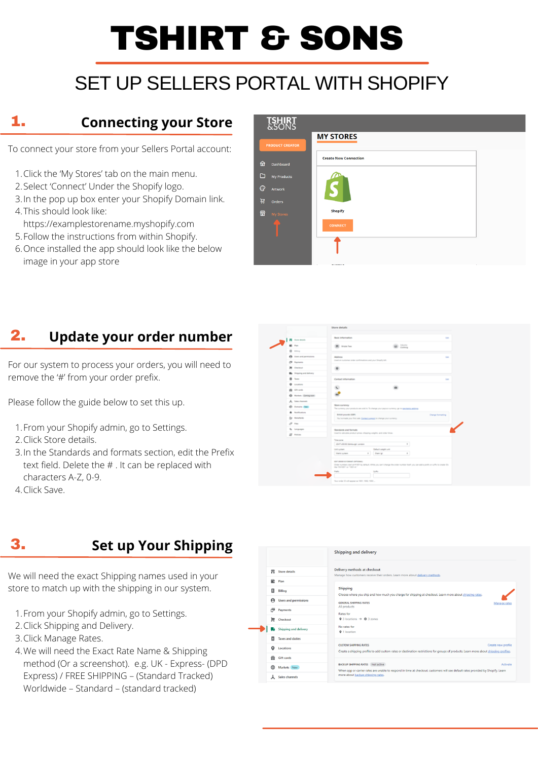# TSHIRT & SONS

## SET UP SELLERS PORTAL WITH SHOPIFY

## 1. Connecting your Store

To connect your store from your Sellers Portal account:

1. Click the 'My Stores' tab on the main menu.
2. Select 'Connect' Under the Shopify logo.
3. In the pop up box enter your Shopify Domain link.
4. This should look like: https://examplestorename.myshopify.com
5. Follow the instructions from within Shopify.
6. Once installed the app should look like the below image in your app store

## 2. Update your order number

For our system to process your orders, you will need to remove the '#' from your order prefix.

Please follow the guide below to set this up.

1. From your Shopify admin, go to Settings.
2. Click Store details.
3. In the Standards and formats section, edit the Prefix text field. Delete the # . It can be replaced with characters A-Z, 0-9.
4. Click Save.

## 3. Set up Your Shipping

We will need the exact Shipping names used in your store to match up with the shipping in our system.

1. From your Shopify admin, go to Settings.
2. Click Shipping and Delivery.
3. Click Manage Rates.
4. We will need the Exact Rate Name & Shipping method (Or a screenshot). e.g. UK - Express- (DPD Express) / FREE SHIPPING – (Standard Tracked) Worldwide – Standard – (standard tracked)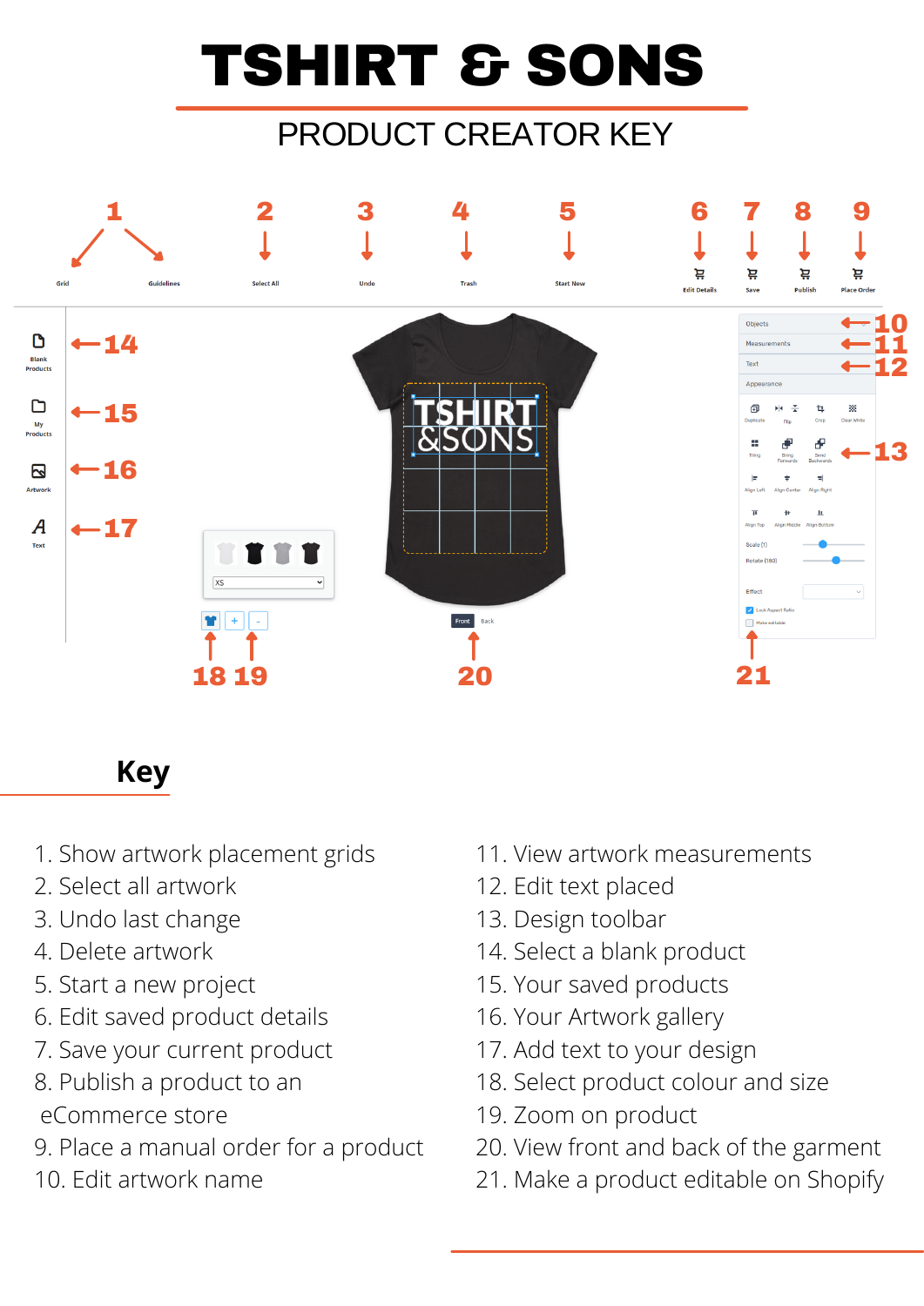# TSHIRT & SONS

## PRODUCT CREATOR KEY

Grid
Guidelines
Select All
Undo
Trash
Start New
Edit Details
Save
Publish
Place Order

Blank Products
My Products
Artwork
Text

Objects
Measurements
Text
Appearance

Front
Back

## Key

1. Show artwork placement grids
2. Select all artwork
3. Undo last change
4. Delete artwork
5. Start a new project
6. Edit saved product details
7. Save your current product
8. Publish a product to an eCommerce store
9. Place a manual order for a product
10. Edit artwork name
11. View artwork measurements
12. Edit text placed
13. Design toolbar
14. Select a blank product
15. Your saved products
16. Your Artwork gallery
17. Add text to your design
18. Select product colour and size
19. Zoom on product
20. View front and back of the garment
21. Make a product editable on Shopify